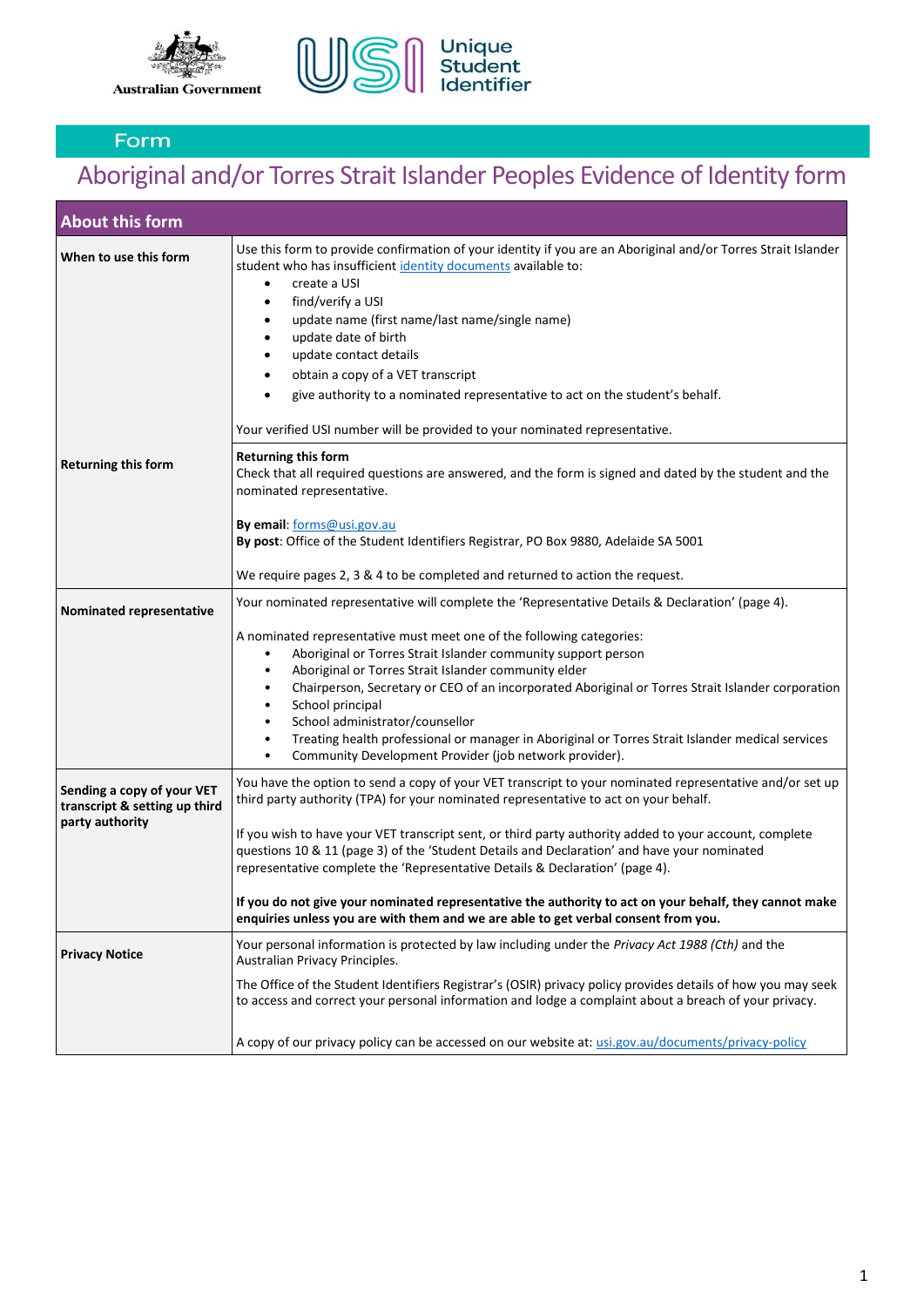Australian Government

Unique Student Identifier

Form

# Aboriginal and/or Torres Strait Islander Peoples Evidence of Identity form

| About this form | |
|---|---|
| **When to use this form** | Use this form to provide confirmation of your identity if you are an Aboriginal and/or Torres Strait Islander student who has insufficient identity documents available to:<br>• create a USI<br>• find/verify a USI<br>• update name (first name/last name/single name)<br>• update date of birth<br>• update contact details<br>• obtain a copy of a VET transcript<br>• give authority to a nominated representative to act on the student's behalf.<br><br>Your verified USI number will be provided to your nominated representative. |
| **Returning this form** | **Returning this form**<br>Check that all required questions are answered, and the form is signed and dated by the student and the nominated representative.<br><br>**By email**: forms@usi.gov.au<br>**By post**: Office of the Student Identifiers Registrar, PO Box 9880, Adelaide SA 5001<br><br>We require pages 2, 3 & 4 to be completed and returned to action the request. |
| **Nominated representative** | Your nominated representative will complete the 'Representative Details & Declaration' (page 4).<br><br>A nominated representative must meet one of the following categories:<br>• Aboriginal or Torres Strait Islander community support person<br>• Aboriginal or Torres Strait Islander community elder<br>• Chairperson, Secretary or CEO of an incorporated Aboriginal or Torres Strait Islander corporation<br>• School principal<br>• School administrator/counsellor<br>• Treating health professional or manager in Aboriginal or Torres Strait Islander medical services<br>• Community Development Provider (job network provider). |
| **Sending a copy of your VET transcript & setting up third party authority** | You have the option to send a copy of your VET transcript to your nominated representative and/or set up third party authority (TPA) for your nominated representative to act on your behalf.<br><br>If you wish to have your VET transcript sent, or third party authority added to your account, complete questions 10 & 11 (page 3) of the 'Student Details and Declaration' and have your nominated representative complete the 'Representative Details & Declaration' (page 4).<br><br>**If you do not give your nominated representative the authority to act on your behalf, they cannot make enquiries unless you are with them and we are able to get verbal consent from you.** |
| **Privacy Notice** | Your personal information is protected by law including under the *Privacy Act 1988 (Cth)* and the Australian Privacy Principles.<br><br>The Office of the Student Identifiers Registrar's (OSIR) privacy policy provides details of how you may seek to access and correct your personal information and lodge a complaint about a breach of your privacy.<br><br>A copy of our privacy policy can be accessed on our website at: usi.gov.au/documents/privacy-policy |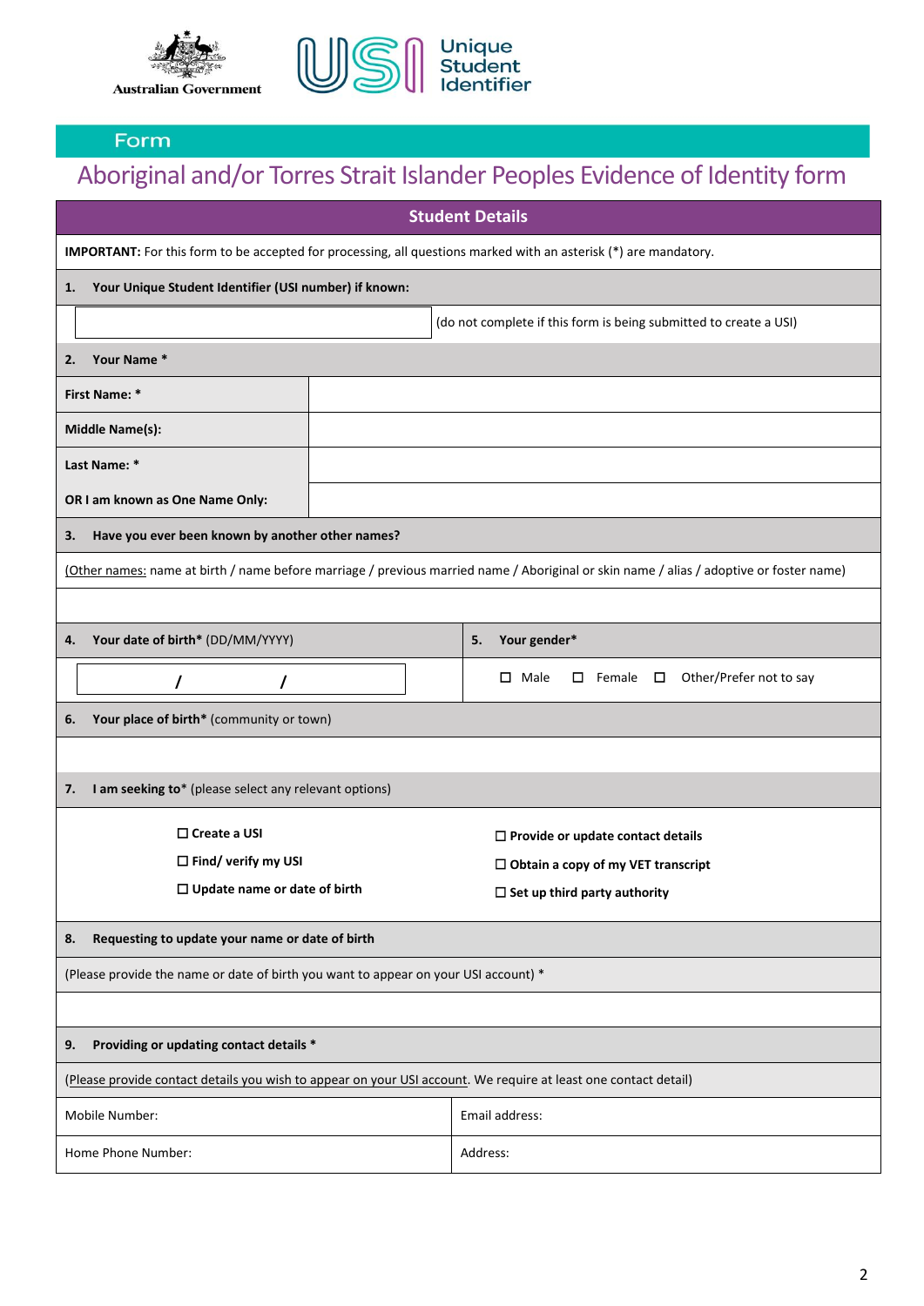Australian Government

Unique Student Identifier

Form

# Aboriginal and/or Torres Strait Islander Peoples Evidence of Identity form

## Student Details

**IMPORTANT:** For this form to be accepted for processing, all questions marked with an asterisk (*) are mandatory.

**1. Your Unique Student Identifier (USI number) if known:**

| | (do not complete if this form is being submitted to create a USI) |
|---|---|

**2. Your Name ***

| | |
|---|---|
| **First Name: *** | |
| **Middle Name(s):** | |
| **Last Name: *** | |
| **OR I am known as One Name Only:** | |

**3. Have you ever been known by another other names?**

(Other names: name at birth / name before marriage / previous married name / Aboriginal or skin name / alias / adoptive or foster name)

| **4. Your date of birth*** (DD/MM/YYYY) | **5. Your gender*** |
|---|---|
| / / | ☐ Male ☐ Female ☐ Other/Prefer not to say |

**6. Your place of birth*** (community or town)

**7. I am seeking to*** (please select any relevant options)

- ☐ **Create a USI**
- ☐ **Find/ verify my USI**
- ☐ **Update name or date of birth**
- ☐ **Provide or update contact details**
- ☐ **Obtain a copy of my VET transcript**
- ☐ **Set up third party authority**

**8. Requesting to update your name or date of birth**

(Please provide the name or date of birth you want to appear on your USI account) *

**9. Providing or updating contact details ***

(Please provide contact details you wish to appear on your USI account. We require at least one contact detail)

| | |
|---|---|
| Mobile Number: | Email address: |
| Home Phone Number: | Address: |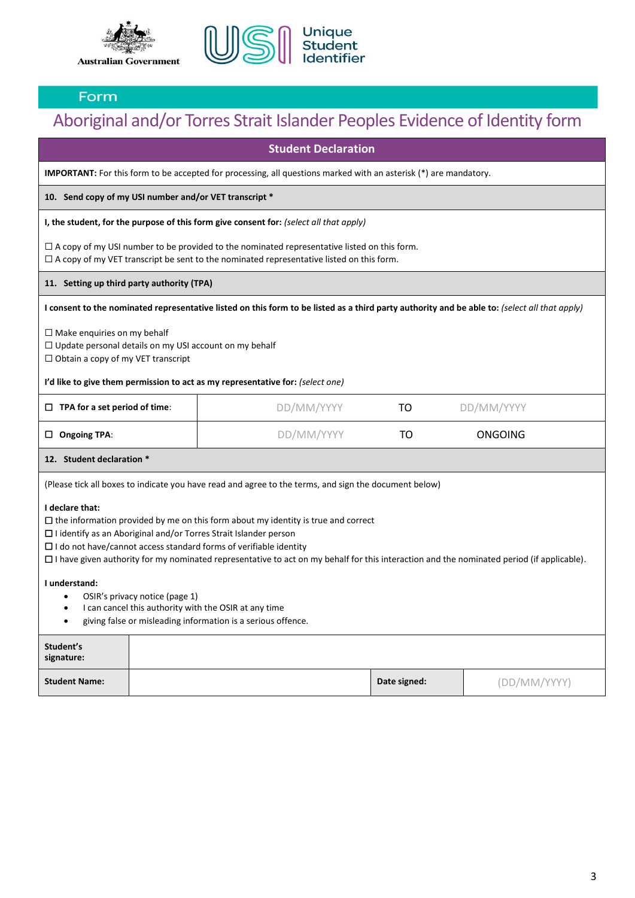Australian Government

Unique Student Identifier

Form

# Aboriginal and/or Torres Strait Islander Peoples Evidence of Identity form

## Student Declaration

**IMPORTANT:** For this form to be accepted for processing, all questions marked with an asterisk (*) are mandatory.

### 10. Send copy of my USI number and/or VET transcript *

**I, the student, for the purpose of this form give consent for:** *(select all that apply)*

☐ A copy of my USI number to be provided to the nominated representative listed on this form.
☐ A copy of my VET transcript be sent to the nominated representative listed on this form.

### 11. Setting up third party authority (TPA)

**I consent to the nominated representative listed on this form to be listed as a third party authority and be able to:** *(select all that apply)*

☐ Make enquiries on my behalf
☐ Update personal details on my USI account on my behalf
☐ Obtain a copy of my VET transcript

**I'd like to give them permission to act as my representative for:** *(select one)*

| | | | |
|---|---|---|---|
| ☐ **TPA for a set period of time**: | DD/MM/YYYY | TO | DD/MM/YYYY |
| ☐ **Ongoing TPA**: | DD/MM/YYYY | TO | ONGOING |

### 12. Student declaration *

(Please tick all boxes to indicate you have read and agree to the terms, and sign the document below)

**I declare that:**

☐ the information provided by me on this form about my identity is true and correct
☐ I identify as an Aboriginal and/or Torres Strait Islander person
☐ I do not have/cannot access standard forms of verifiable identity
☐ I have given authority for my nominated representative to act on my behalf for this interaction and the nominated period (if applicable).

**I understand:**

- OSIR's privacy notice (page 1)
- I can cancel this authority with the OSIR at any time
- giving false or misleading information is a serious offence.

| | | | |
|---|---|---|---|
| **Student's signature:** | | | |
| **Student Name:** | | **Date signed:** | (DD/MM/YYYY) |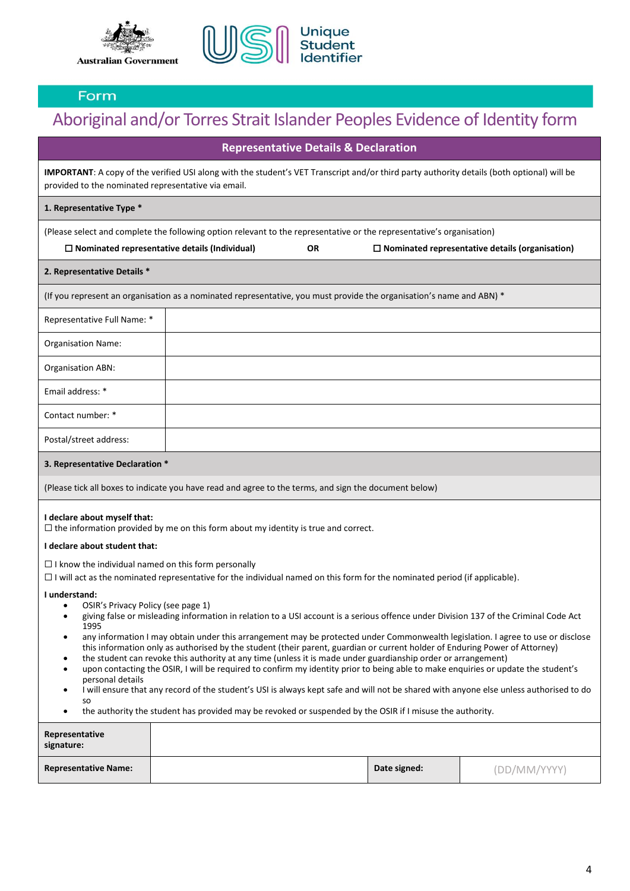Australian Government

Unique Student Identifier

Form

# Aboriginal and/or Torres Strait Islander Peoples Evidence of Identity form

## Representative Details & Declaration

**IMPORTANT**: A copy of the verified USI along with the student's VET Transcript and/or third party authority details (both optional) will be provided to the nominated representative via email.

### 1. Representative Type *

(Please select and complete the following option relevant to the representative or the representative's organisation)

☐ **Nominated representative details (Individual)** **OR** ☐ **Nominated representative details (organisation)**

### 2. Representative Details *

(If you represent an organisation as a nominated representative, you must provide the organisation's name and ABN) *

| | |
|---|---|
| Representative Full Name: * | |
| Organisation Name: | |
| Organisation ABN: | |
| Email address: * | |
| Contact number: * | |
| Postal/street address: | |

### 3. Representative Declaration *

(Please tick all boxes to indicate you have read and agree to the terms, and sign the document below)

**I declare about myself that:**

☐ the information provided by me on this form about my identity is true and correct.

**I declare about student that:**

☐ I know the individual named on this form personally

☐ I will act as the nominated representative for the individual named on this form for the nominated period (if applicable).

**I understand:**

- OSIR's Privacy Policy (see page 1)
- giving false or misleading information in relation to a USI account is a serious offence under Division 137 of the Criminal Code Act 1995
- any information I may obtain under this arrangement may be protected under Commonwealth legislation. I agree to use or disclose this information only as authorised by the student (their parent, guardian or current holder of Enduring Power of Attorney)
- the student can revoke this authority at any time (unless it is made under guardianship order or arrangement)
- upon contacting the OSIR, I will be required to confirm my identity prior to being able to make enquiries or update the student's personal details
- I will ensure that any record of the student's USI is always kept safe and will not be shared with anyone else unless authorised to do so
- the authority the student has provided may be revoked or suspended by the OSIR if I misuse the authority.

| | | | |
|---|---|---|---|
| **Representative signature:** | | | |
| **Representative Name:** | | **Date signed:** | (DD/MM/YYYY) |